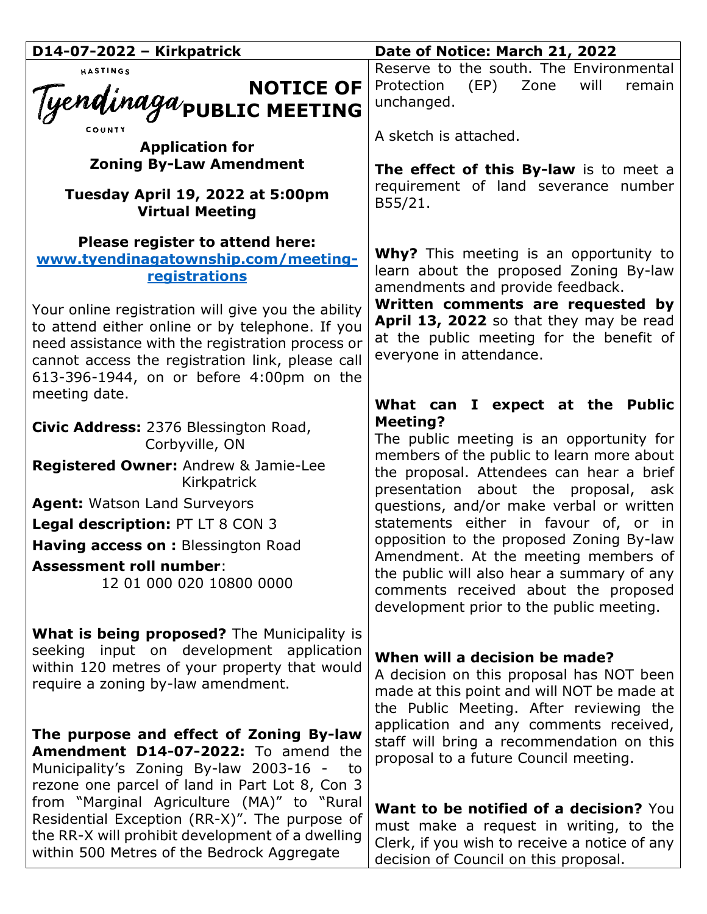**D14-07-2022 – Kirkpatrick** | **Date of Notice: March 21, 2022**

HASTINGS
Tyendinaga
COUNTY

# NOTICE OF PUBLIC MEETING

**Application for Zoning By-Law Amendment**

**Tuesday April 19, 2022 at 5:00pm**
**Virtual Meeting**

**Please register to attend here:**
**[www.tyendinagatownship.com/meeting-registrations](http://www.tyendinagatownship.com/meeting-registrations)**

Your online registration will give you the ability to attend either online or by telephone. If you need assistance with the registration process or cannot access the registration link, please call 613-396-1944, on or before 4:00pm on the meeting date.

**Civic Address:** 2376 Blessington Road, Corbyville, ON

**Registered Owner:** Andrew & Jamie-Lee Kirkpatrick

**Agent:** Watson Land Surveyors

**Legal description:** PT LT 8 CON 3

**Having access on :** Blessington Road

**Assessment roll number**:
12 01 000 020 10800 0000

**What is being proposed?** The Municipality is seeking input on development application within 120 metres of your property that would require a zoning by-law amendment.

**The purpose and effect of Zoning By-law Amendment D14-07-2022:** To amend the Municipality's Zoning By-law 2003-16 - to rezone one parcel of land in Part Lot 8, Con 3 from "Marginal Agriculture (MA)" to "Rural Residential Exception (RR-X)". The purpose of the RR-X will prohibit development of a dwelling within 500 Metres of the Bedrock Aggregate Reserve to the south. The Environmental Protection (EP) Zone will remain unchanged.

A sketch is attached.

**The effect of this By-law** is to meet a requirement of land severance number B55/21.

**Why?** This meeting is an opportunity to learn about the proposed Zoning By-law amendments and provide feedback.
**Written comments are requested by April 13, 2022** so that they may be read at the public meeting for the benefit of everyone in attendance.

**What can I expect at the Public Meeting?**
The public meeting is an opportunity for members of the public to learn more about the proposal. Attendees can hear a brief presentation about the proposal, ask questions, and/or make verbal or written statements either in favour of, or in opposition to the proposed Zoning By-law Amendment. At the meeting members of the public will also hear a summary of any comments received about the proposed development prior to the public meeting.

**When will a decision be made?**
A decision on this proposal has NOT been made at this point and will NOT be made at the Public Meeting. After reviewing the application and any comments received, staff will bring a recommendation on this proposal to a future Council meeting.

**Want to be notified of a decision?** You must make a request in writing, to the Clerk, if you wish to receive a notice of any decision of Council on this proposal.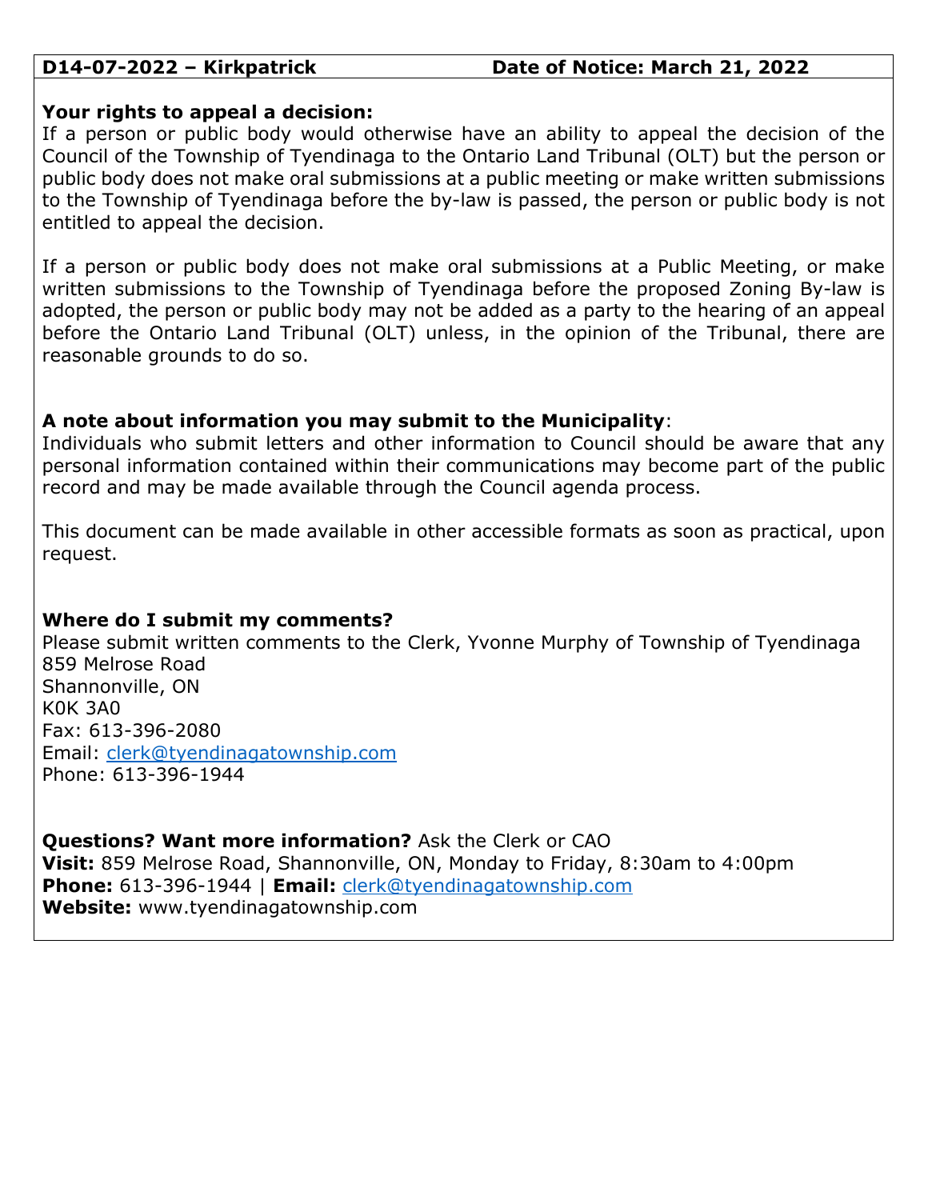**D14-07-2022 – Kirkpatrick** **Date of Notice: March 21, 2022**

**Your rights to appeal a decision:**
If a person or public body would otherwise have an ability to appeal the decision of the Council of the Township of Tyendinaga to the Ontario Land Tribunal (OLT) but the person or public body does not make oral submissions at a public meeting or make written submissions to the Township of Tyendinaga before the by-law is passed, the person or public body is not entitled to appeal the decision.

If a person or public body does not make oral submissions at a Public Meeting, or make written submissions to the Township of Tyendinaga before the proposed Zoning By-law is adopted, the person or public body may not be added as a party to the hearing of an appeal before the Ontario Land Tribunal (OLT) unless, in the opinion of the Tribunal, there are reasonable grounds to do so.

**A note about information you may submit to the Municipality**:
Individuals who submit letters and other information to Council should be aware that any personal information contained within their communications may become part of the public record and may be made available through the Council agenda process.

This document can be made available in other accessible formats as soon as practical, upon request.

**Where do I submit my comments?**
Please submit written comments to the Clerk, Yvonne Murphy of Township of Tyendinaga
859 Melrose Road
Shannonville, ON
K0K 3A0
Fax: 613-396-2080
Email: clerk@tyendinagatownship.com
Phone: 613-396-1944

**Questions? Want more information?** Ask the Clerk or CAO
**Visit:** 859 Melrose Road, Shannonville, ON, Monday to Friday, 8:30am to 4:00pm
**Phone:** 613-396-1944 | **Email:** clerk@tyendinagatownship.com
**Website:** www.tyendinagatownship.com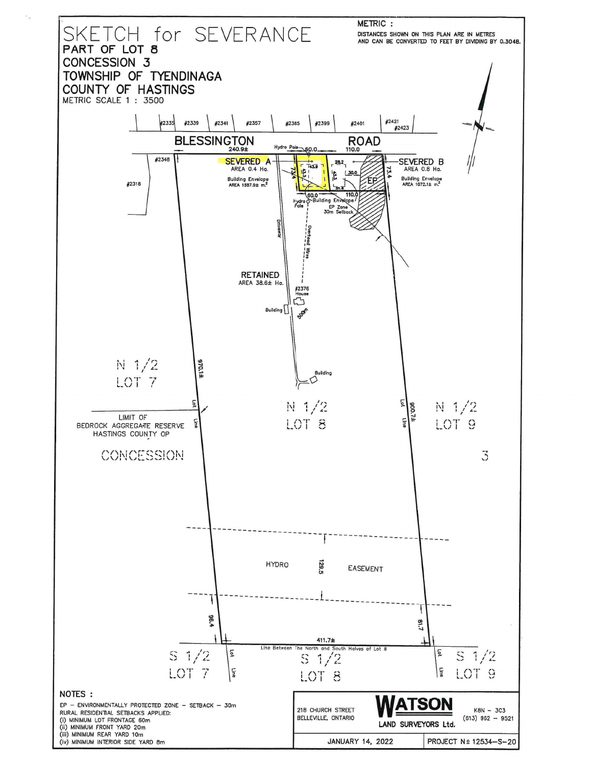# SKETCH for SEVERANCE

**PART OF LOT 8**
**CONCESSION 3**
**TOWNSHIP OF TYENDINAGA**
**COUNTY OF HASTINGS**
METRIC SCALE 1 : 3500

**METRIC :**
DISTANCES SHOWN ON THIS PLAN ARE IN METRES AND CAN BE CONVERTED TO FEET BY DIVIDING BY 0.3048.

#2335 #2339 #2341 #2357 #2385 #2399 #2401 #2421 #2423

BLESSINGTON ROAD

240.9± Hydro Pole 60.0 110.0

#2348

#2318

SEVERED A
AREA 0.4 Ha.
Building Envelope
AREA 1887.9± m²

SEVERED B
AREA 0.8 Ha.
Building Envelope
AREA 1072.1± m²

73.4 143.9 43.3 28.2 43.3 30.0 21.8 73.4

EP

60.0 110.0
Hydro Pole
Building Envelope
EP Zone 30m Setback

Driveway
Overhead Wire

RETAINED
AREA 38.6± Ha.

#2376 House

Building

500m

Building

970.1±

900.7±

N 1/2 LOT 7

N 1/2 LOT 8

N 1/2 LOT 9

Lot Line

LIMIT OF BEDROCK AGGREGATE RESERVE HASTINGS COUNTY OP

CONCESSION 3

HYDRO 129.5 EASEMENT

96.4

81.7

411.7±

Line Between The North and South Halves of Lot 8

S 1/2 LOT 7

S 1/2 LOT 8

S 1/2 LOT 9

**NOTES :**

EP – ENVIRONMENTALLY PROTECTED ZONE – SETBACK – 30m
RURAL RESIDENTIAL SETBACKS APPLIED:
(i) MINIMUM LOT FRONTAGE 60m
(ii) MINIMUM FRONT YARD 20m
(iii) MINIMUM REAR YARD 10m
(iv) MINIMUM INTERIOR SIDE YARD 8m

218 CHURCH STREET
BELLEVILLE, ONTARIO

**WATSON**
LAND SURVEYORS Ltd.

K8N – 3C3
(613) 962 – 9521

JANUARY 14, 2022

PROJECT № 12534–S–20